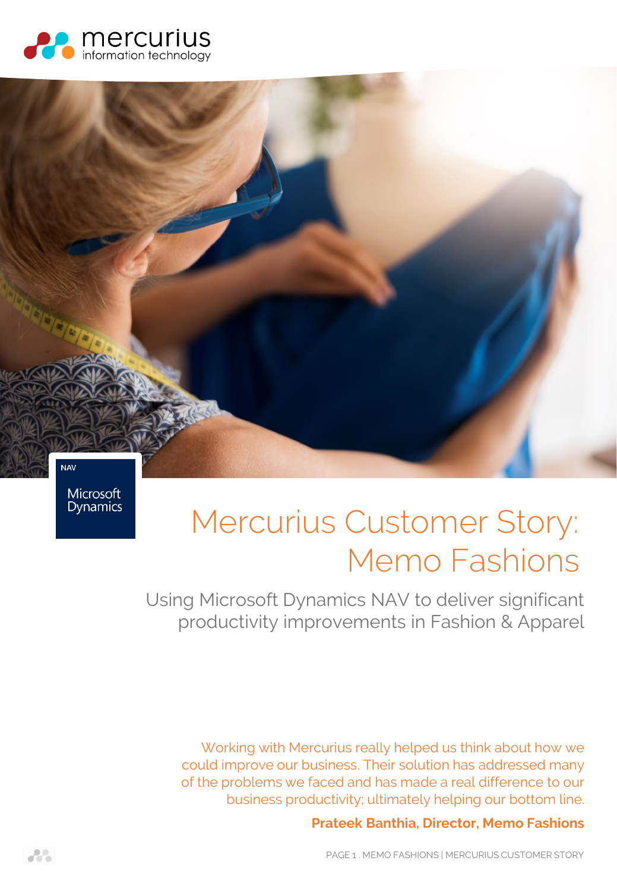mercurius
information technology

NAV
Microsoft Dynamics

# Mercurius Customer Story: Memo Fashions

## Using Microsoft Dynamics NAV to deliver significant productivity improvements in Fashion & Apparel

Working with Mercurius really helped us think about how we could improve our business. Their solution has addressed many of the problems we faced and has made a real difference to our business productivity; ultimately helping our bottom line.

**Prateek Banthia, Director, Memo Fashions**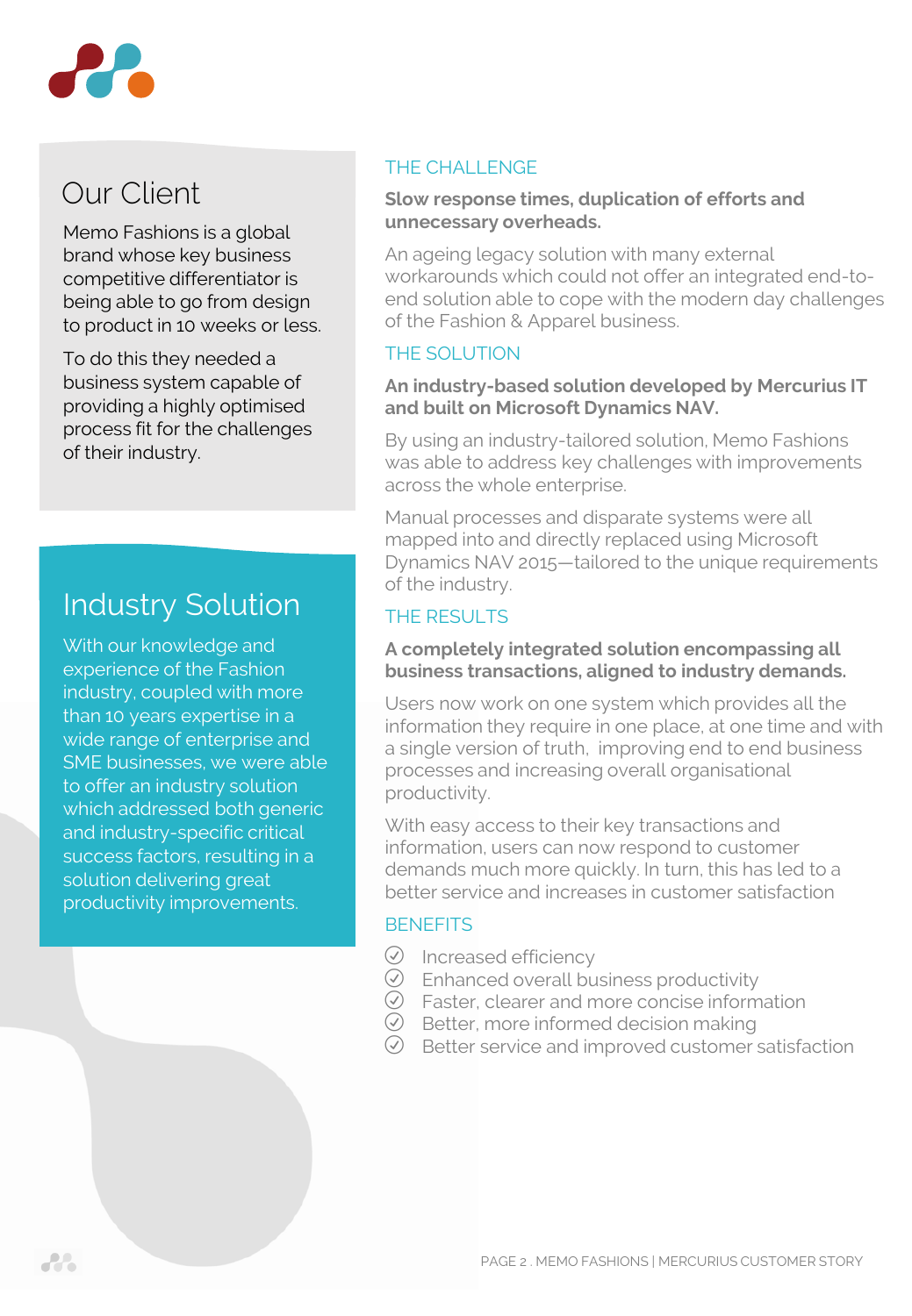## Our Client

Memo Fashions is a global brand whose key business competitive differentiator is being able to go from design to product in 10 weeks or less.

To do this they needed a business system capable of providing a highly optimised process fit for the challenges of their industry.

## Industry Solution

With our knowledge and experience of the Fashion industry, coupled with more than 10 years expertise in a wide range of enterprise and SME businesses, we were able to offer an industry solution which addressed both generic and industry-specific critical success factors, resulting in a solution delivering great productivity improvements.

### THE CHALLENGE

**Slow response times, duplication of efforts and unnecessary overheads.**

An ageing legacy solution with many external workarounds which could not offer an integrated end-to-end solution able to cope with the modern day challenges of the Fashion & Apparel business.

### THE SOLUTION

**An industry-based solution developed by Mercurius IT and built on Microsoft Dynamics NAV.**

By using an industry-tailored solution, Memo Fashions was able to address key challenges with improvements across the whole enterprise.

Manual processes and disparate systems were all mapped into and directly replaced using Microsoft Dynamics NAV 2015—tailored to the unique requirements of the industry.

### THE RESULTS

**A completely integrated solution encompassing all business transactions, aligned to industry demands.**

Users now work on one system which provides all the information they require in one place, at one time and with a single version of truth, improving end to end business processes and increasing overall organisational productivity.

With easy access to their key transactions and information, users can now respond to customer demands much more quickly. In turn, this has led to a better service and increases in customer satisfaction

### BENEFITS

- Increased efficiency
- Enhanced overall business productivity
- Faster, clearer and more concise information
- Better, more informed decision making
- Better service and improved customer satisfaction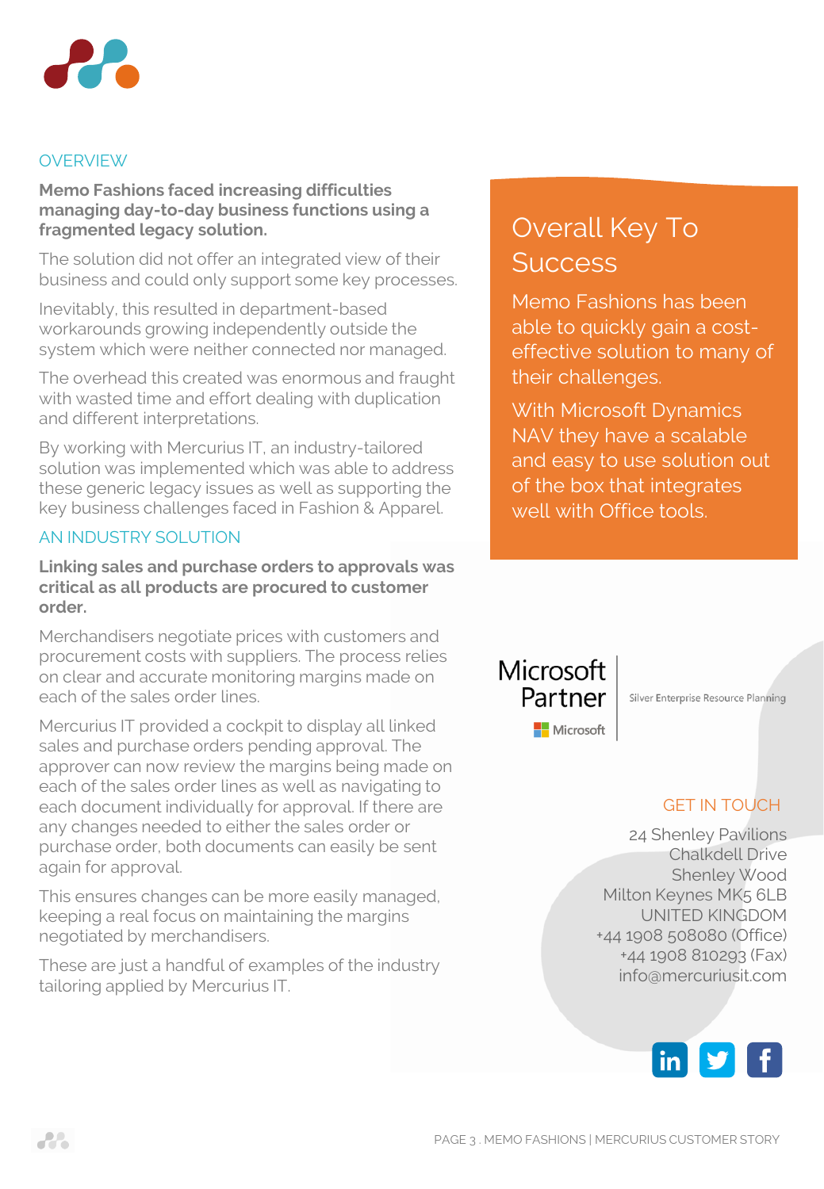## OVERVIEW

**Memo Fashions faced increasing difficulties managing day-to-day business functions using a fragmented legacy solution.**

The solution did not offer an integrated view of their business and could only support some key processes.

Inevitably, this resulted in department-based workarounds growing independently outside the system which were neither connected nor managed.

The overhead this created was enormous and fraught with wasted time and effort dealing with duplication and different interpretations.

By working with Mercurius IT, an industry-tailored solution was implemented which was able to address these generic legacy issues as well as supporting the key business challenges faced in Fashion & Apparel.

## AN INDUSTRY SOLUTION

**Linking sales and purchase orders to approvals was critical as all products are procured to customer order.**

Merchandisers negotiate prices with customers and procurement costs with suppliers. The process relies on clear and accurate monitoring margins made on each of the sales order lines.

Mercurius IT provided a cockpit to display all linked sales and purchase orders pending approval. The approver can now review the margins being made on each of the sales order lines as well as navigating to each document individually for approval. If there are any changes needed to either the sales order or purchase order, both documents can easily be sent again for approval.

This ensures changes can be more easily managed, keeping a real focus on maintaining the margins negotiated by merchandisers.

These are just a handful of examples of the industry tailoring applied by Mercurius IT.

## Overall Key To Success

Memo Fashions has been able to quickly gain a cost-effective solution to many of their challenges.

With Microsoft Dynamics NAV they have a scalable and easy to use solution out of the box that integrates well with Office tools.

Microsoft Partner

Microsoft

Silver Enterprise Resource Planning

## GET IN TOUCH

24 Shenley Pavilions
Chalkdell Drive
Shenley Wood
Milton Keynes MK5 6LB
UNITED KINGDOM
+44 1908 508080 (Office)
+44 1908 810293 (Fax)
info@mercuriusit.com